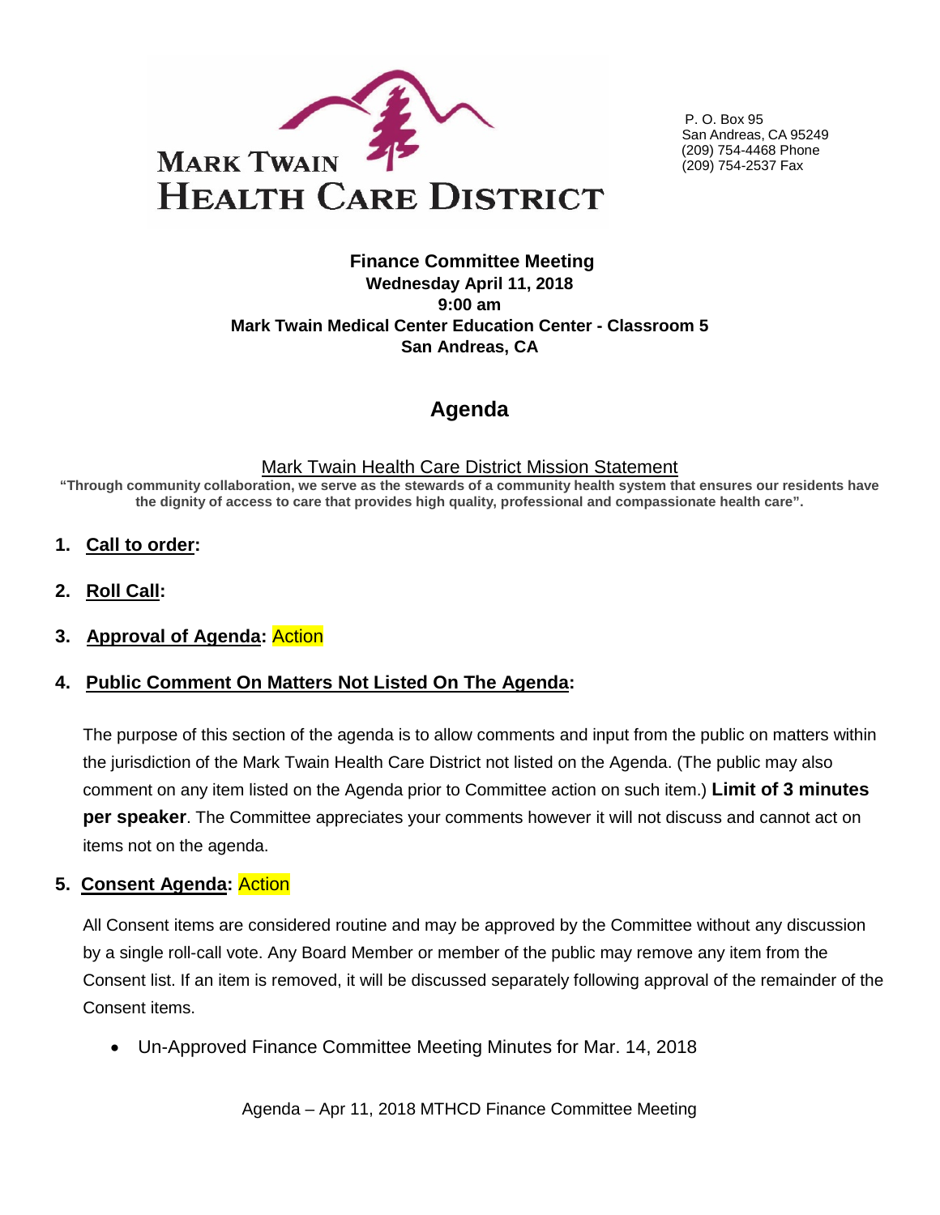# MARK TWAIN HEALTH CARE DISTRICT

P. O. Box 95
San Andreas, CA 95249
(209) 754-4468 Phone
(209) 754-2537 Fax

**Finance Committee Meeting**
**Wednesday April 11, 2018**
**9:00 am**
**Mark Twain Medical Center Education Center - Classroom 5**
**San Andreas, CA**

## Agenda

Mark Twain Health Care District Mission Statement

**"Through community collaboration, we serve as the stewards of a community health system that ensures our residents have the dignity of access to care that provides high quality, professional and compassionate health care".**

1. **Call to order:**

2. **Roll Call:**

3. **Approval of Agenda:** Action

4. **Public Comment On Matters Not Listed On The Agenda:**

   The purpose of this section of the agenda is to allow comments and input from the public on matters within the jurisdiction of the Mark Twain Health Care District not listed on the Agenda. (The public may also comment on any item listed on the Agenda prior to Committee action on such item.) **Limit of 3 minutes per speaker**. The Committee appreciates your comments however it will not discuss and cannot act on items not on the agenda.

5. **Consent Agenda:** Action

   All Consent items are considered routine and may be approved by the Committee without any discussion by a single roll-call vote. Any Board Member or member of the public may remove any item from the Consent list. If an item is removed, it will be discussed separately following approval of the remainder of the Consent items.

   - Un-Approved Finance Committee Meeting Minutes for Mar. 14, 2018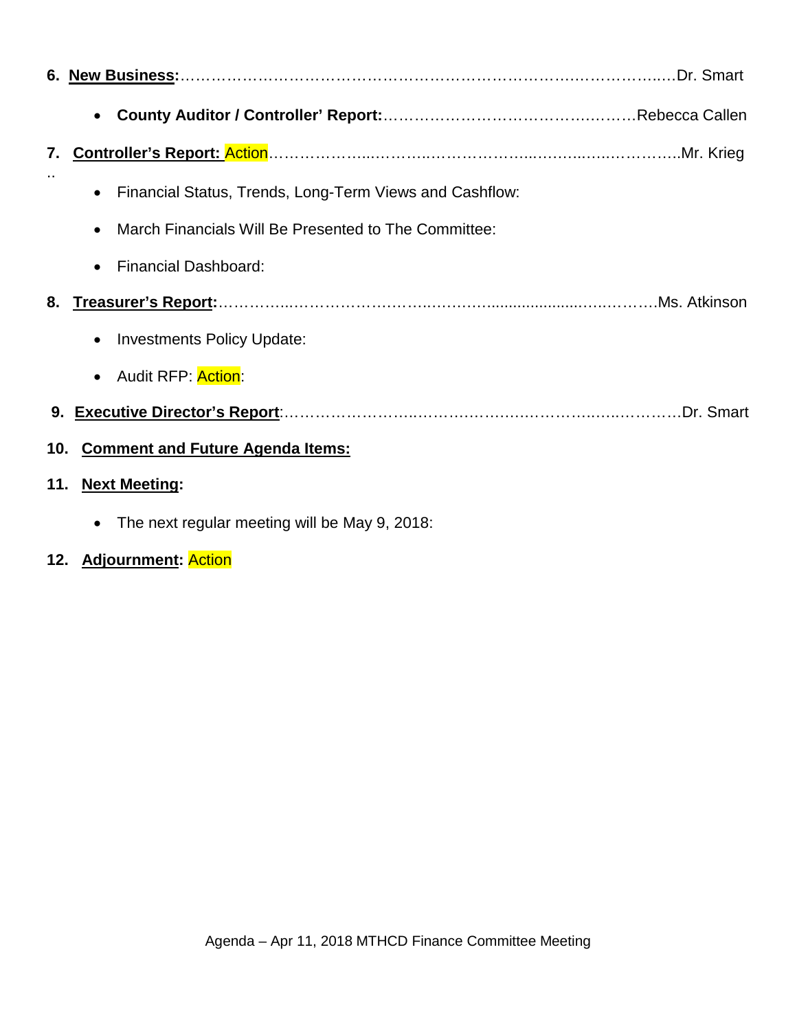6. **New Business:**……………………………………………………………………………..…Dr. Smart

   - **County Auditor / Controller' Report:**…………………………………………Rebecca Callen

7. **Controller's Report:** Action………………...………..……………...………..….…………..Mr. Krieg

..

   - Financial Status, Trends, Long-Term Views and Cashflow:
   - March Financials Will Be Presented to The Committee:
   - Financial Dashboard:

8. **Treasurer's Report:**…………..……………….…..…………...................….………….Ms. Atkinson

   - Investments Policy Update:
   - Audit RFP: Action:

9. **Executive Director's Report**:……………………..……….…….………….….……………Dr. Smart

10. **Comment and Future Agenda Items:**

11. **Next Meeting:**

    - The next regular meeting will be May 9, 2018:

12. **Adjournment:** Action

Agenda – Apr 11, 2018 MTHCD Finance Committee Meeting